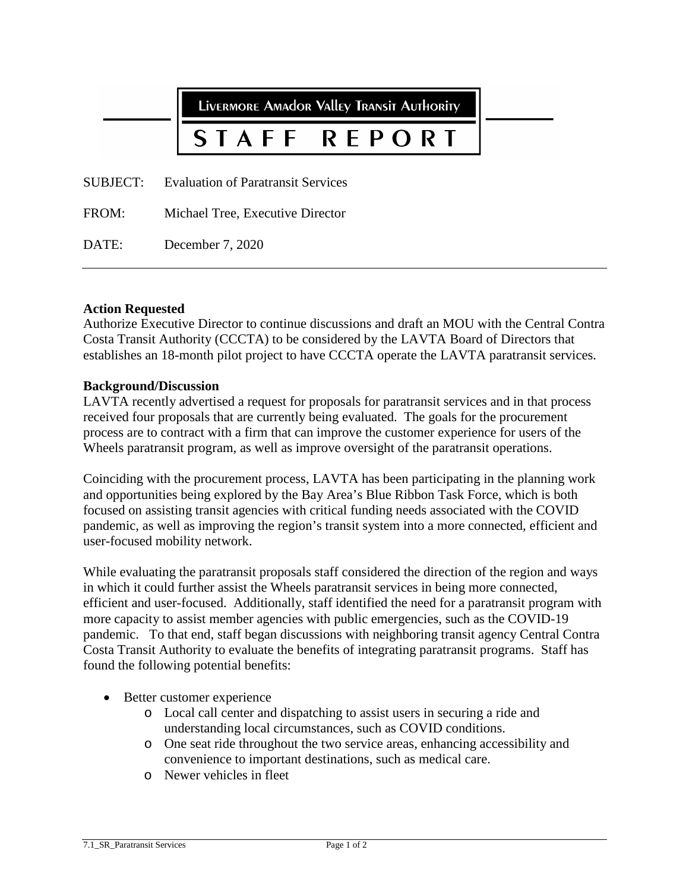# Livermore Amador Valley Transit Authority

# STAFF REPORT

SUBJECT: Evaluation of Paratransit Services

FROM: Michael Tree, Executive Director

DATE: December 7, 2020

---

**Action Requested**

Authorize Executive Director to continue discussions and draft an MOU with the Central Contra Costa Transit Authority (CCCTA) to be considered by the LAVTA Board of Directors that establishes an 18-month pilot project to have CCCTA operate the LAVTA paratransit services.

**Background/Discussion**

LAVTA recently advertised a request for proposals for paratransit services and in that process received four proposals that are currently being evaluated. The goals for the procurement process are to contract with a firm that can improve the customer experience for users of the Wheels paratransit program, as well as improve oversight of the paratransit operations.

Coinciding with the procurement process, LAVTA has been participating in the planning work and opportunities being explored by the Bay Area's Blue Ribbon Task Force, which is both focused on assisting transit agencies with critical funding needs associated with the COVID pandemic, as well as improving the region's transit system into a more connected, efficient and user-focused mobility network.

While evaluating the paratransit proposals staff considered the direction of the region and ways in which it could further assist the Wheels paratransit services in being more connected, efficient and user-focused. Additionally, staff identified the need for a paratransit program with more capacity to assist member agencies with public emergencies, such as the COVID-19 pandemic. To that end, staff began discussions with neighboring transit agency Central Contra Costa Transit Authority to evaluate the benefits of integrating paratransit programs. Staff has found the following potential benefits:

- Better customer experience
  - Local call center and dispatching to assist users in securing a ride and understanding local circumstances, such as COVID conditions.
  - One seat ride throughout the two service areas, enhancing accessibility and convenience to important destinations, such as medical care.
  - Newer vehicles in fleet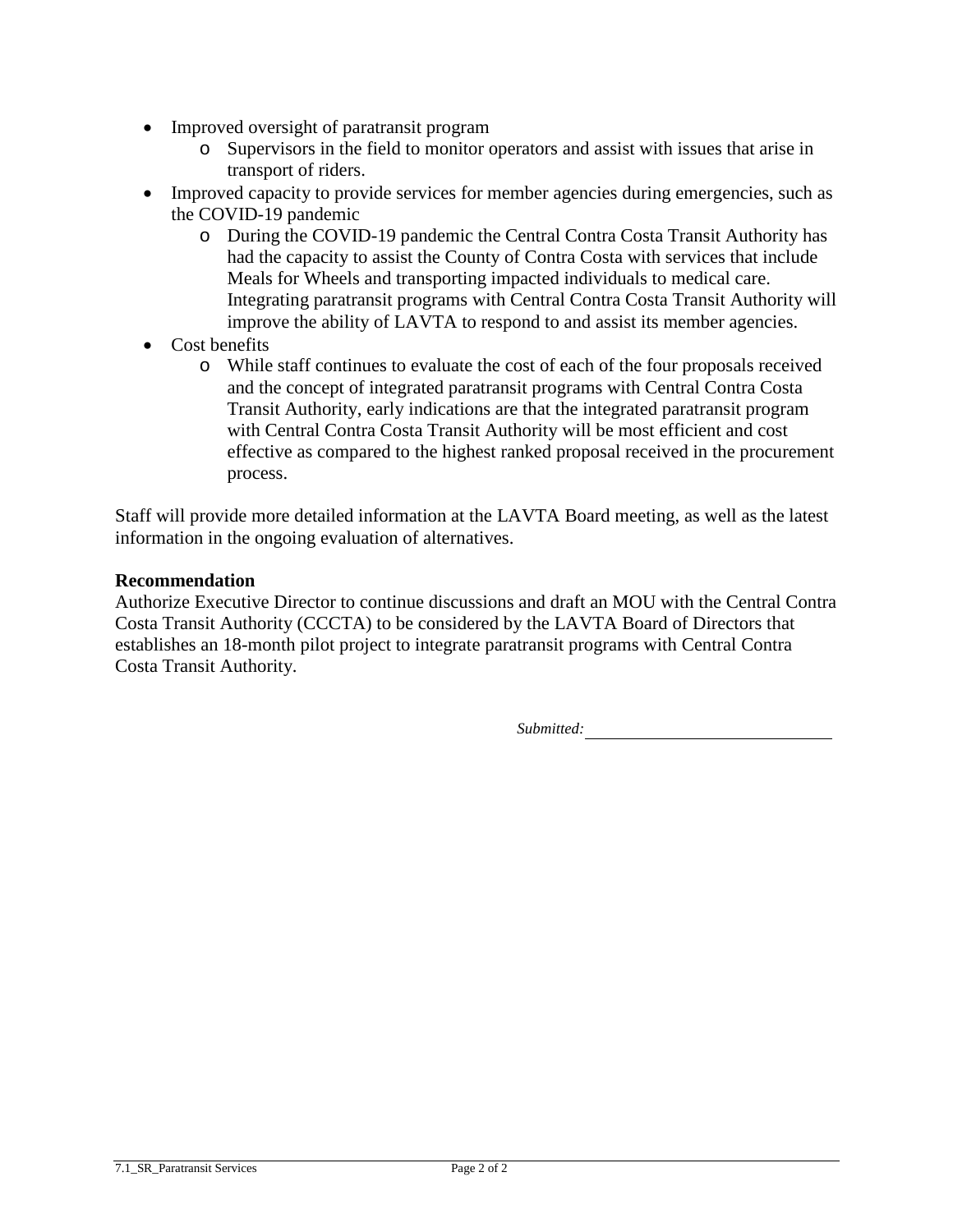- Improved oversight of paratransit program
  - Supervisors in the field to monitor operators and assist with issues that arise in transport of riders.
- Improved capacity to provide services for member agencies during emergencies, such as the COVID-19 pandemic
  - During the COVID-19 pandemic the Central Contra Costa Transit Authority has had the capacity to assist the County of Contra Costa with services that include Meals for Wheels and transporting impacted individuals to medical care. Integrating paratransit programs with Central Contra Costa Transit Authority will improve the ability of LAVTA to respond to and assist its member agencies.
- Cost benefits
  - While staff continues to evaluate the cost of each of the four proposals received and the concept of integrated paratransit programs with Central Contra Costa Transit Authority, early indications are that the integrated paratransit program with Central Contra Costa Transit Authority will be most efficient and cost effective as compared to the highest ranked proposal received in the procurement process.

Staff will provide more detailed information at the LAVTA Board meeting, as well as the latest information in the ongoing evaluation of alternatives.

**Recommendation**

Authorize Executive Director to continue discussions and draft an MOU with the Central Contra Costa Transit Authority (CCCTA) to be considered by the LAVTA Board of Directors that establishes an 18-month pilot project to integrate paratransit programs with Central Contra Costa Transit Authority.

*Submitted:* ______________________________